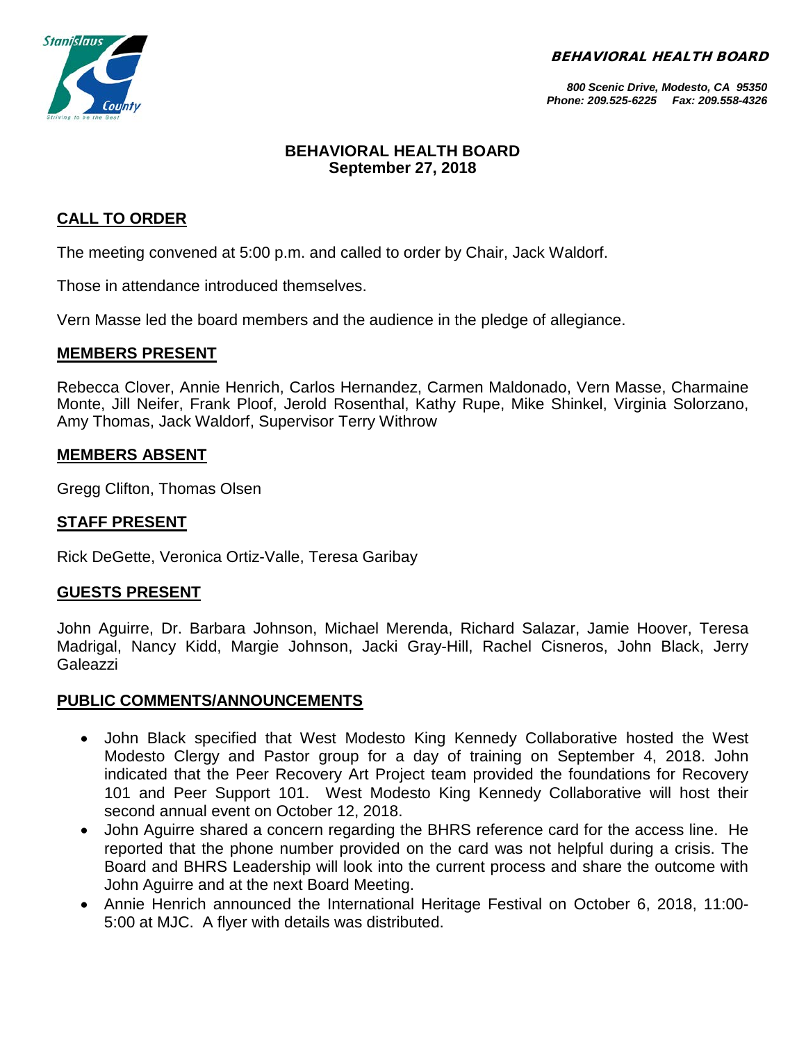**BEHAVIORAL HEALTH BOARD**

*800 Scenic Drive, Modesto, CA 95350*
*Phone: 209.525-6225 Fax: 209.558-4326*

# BEHAVIORAL HEALTH BOARD
## September 27, 2018

## CALL TO ORDER

The meeting convened at 5:00 p.m. and called to order by Chair, Jack Waldorf.

Those in attendance introduced themselves.

Vern Masse led the board members and the audience in the pledge of allegiance.

## MEMBERS PRESENT

Rebecca Clover, Annie Henrich, Carlos Hernandez, Carmen Maldonado, Vern Masse, Charmaine Monte, Jill Neifer, Frank Ploof, Jerold Rosenthal, Kathy Rupe, Mike Shinkel, Virginia Solorzano, Amy Thomas, Jack Waldorf, Supervisor Terry Withrow

## MEMBERS ABSENT

Gregg Clifton, Thomas Olsen

## STAFF PRESENT

Rick DeGette, Veronica Ortiz-Valle, Teresa Garibay

## GUESTS PRESENT

John Aguirre, Dr. Barbara Johnson, Michael Merenda, Richard Salazar, Jamie Hoover, Teresa Madrigal, Nancy Kidd, Margie Johnson, Jacki Gray-Hill, Rachel Cisneros, John Black, Jerry Galeazzi

## PUBLIC COMMENTS/ANNOUNCEMENTS

- John Black specified that West Modesto King Kennedy Collaborative hosted the West Modesto Clergy and Pastor group for a day of training on September 4, 2018. John indicated that the Peer Recovery Art Project team provided the foundations for Recovery 101 and Peer Support 101. West Modesto King Kennedy Collaborative will host their second annual event on October 12, 2018.
- John Aguirre shared a concern regarding the BHRS reference card for the access line. He reported that the phone number provided on the card was not helpful during a crisis. The Board and BHRS Leadership will look into the current process and share the outcome with John Aguirre and at the next Board Meeting.
- Annie Henrich announced the International Heritage Festival on October 6, 2018, 11:00-5:00 at MJC. A flyer with details was distributed.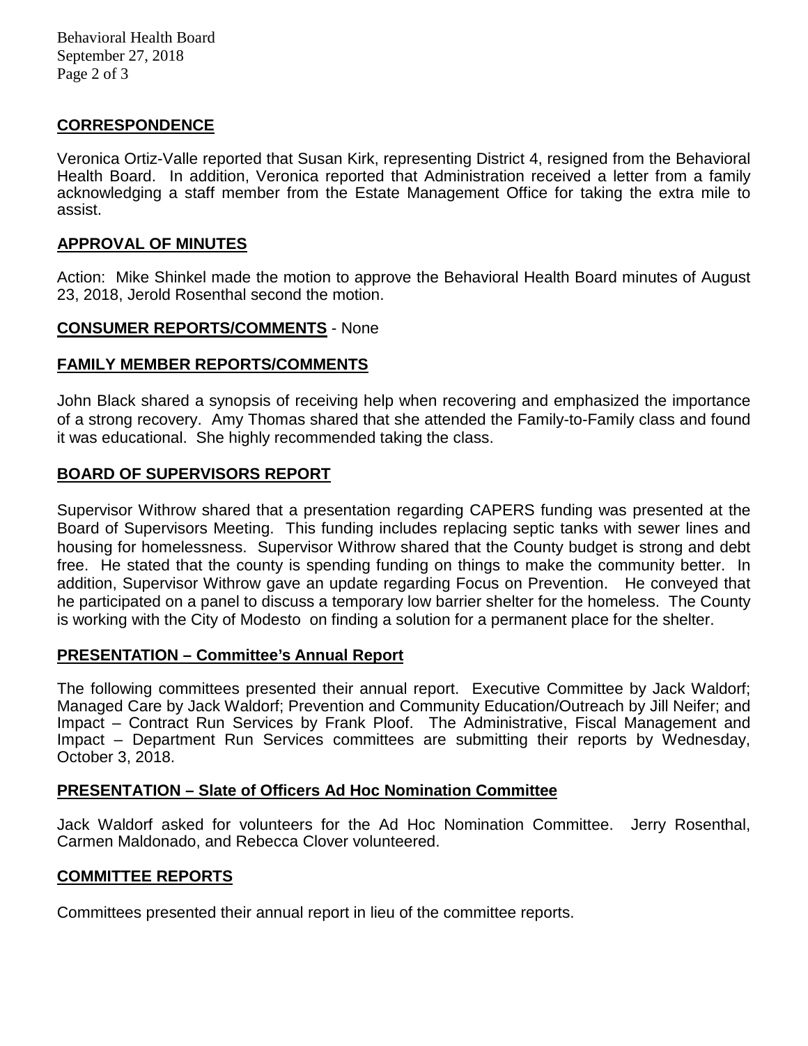## CORRESPONDENCE

Veronica Ortiz-Valle reported that Susan Kirk, representing District 4, resigned from the Behavioral Health Board. In addition, Veronica reported that Administration received a letter from a family acknowledging a staff member from the Estate Management Office for taking the extra mile to assist.

## APPROVAL OF MINUTES

Action: Mike Shinkel made the motion to approve the Behavioral Health Board minutes of August 23, 2018, Jerold Rosenthal second the motion.

## CONSUMER REPORTS/COMMENTS - None

## FAMILY MEMBER REPORTS/COMMENTS

John Black shared a synopsis of receiving help when recovering and emphasized the importance of a strong recovery. Amy Thomas shared that she attended the Family-to-Family class and found it was educational. She highly recommended taking the class.

## BOARD OF SUPERVISORS REPORT

Supervisor Withrow shared that a presentation regarding CAPERS funding was presented at the Board of Supervisors Meeting. This funding includes replacing septic tanks with sewer lines and housing for homelessness. Supervisor Withrow shared that the County budget is strong and debt free. He stated that the county is spending funding on things to make the community better. In addition, Supervisor Withrow gave an update regarding Focus on Prevention. He conveyed that he participated on a panel to discuss a temporary low barrier shelter for the homeless. The County is working with the City of Modesto on finding a solution for a permanent place for the shelter.

## PRESENTATION – Committee's Annual Report

The following committees presented their annual report. Executive Committee by Jack Waldorf; Managed Care by Jack Waldorf; Prevention and Community Education/Outreach by Jill Neifer; and Impact – Contract Run Services by Frank Ploof. The Administrative, Fiscal Management and Impact – Department Run Services committees are submitting their reports by Wednesday, October 3, 2018.

## PRESENTATION – Slate of Officers Ad Hoc Nomination Committee

Jack Waldorf asked for volunteers for the Ad Hoc Nomination Committee. Jerry Rosenthal, Carmen Maldonado, and Rebecca Clover volunteered.

## COMMITTEE REPORTS

Committees presented their annual report in lieu of the committee reports.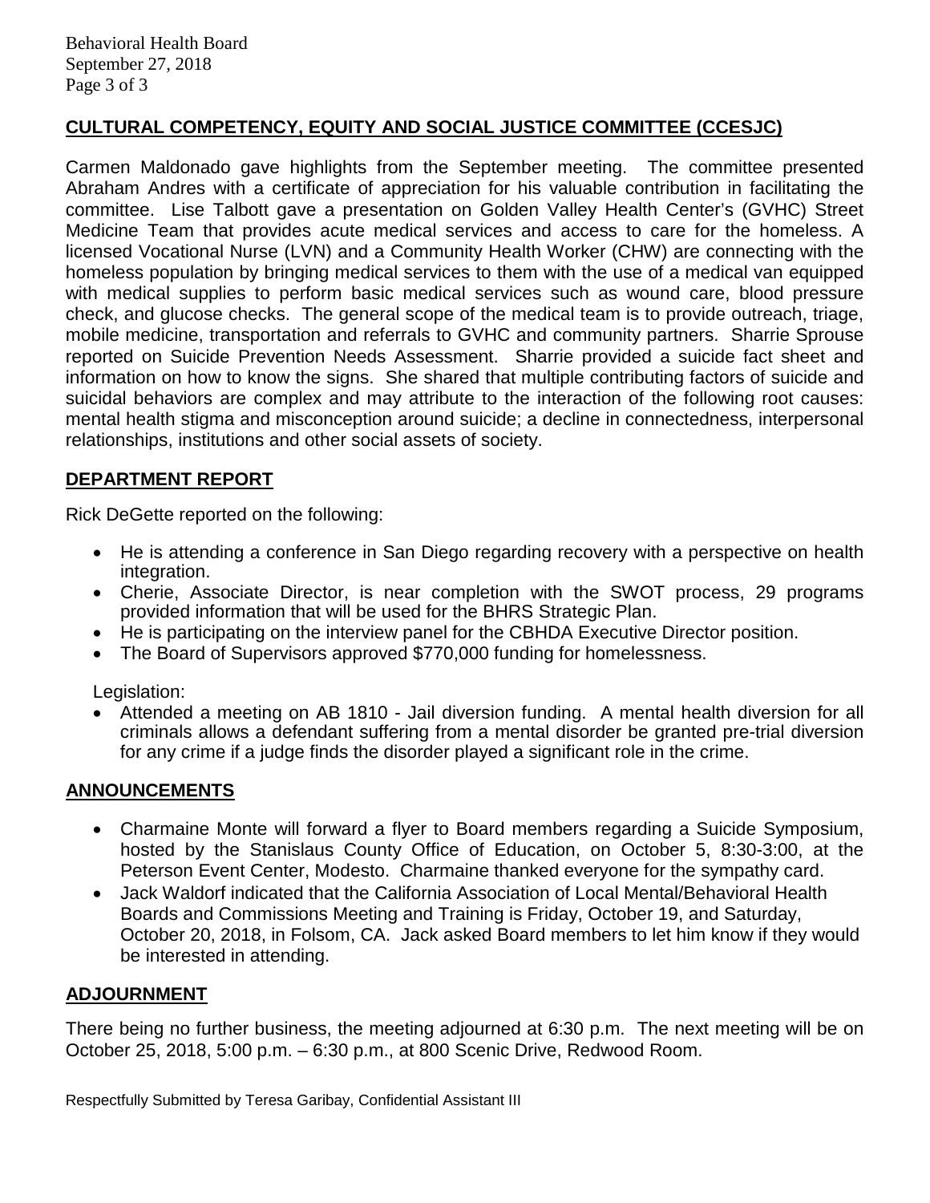## CULTURAL COMPETENCY, EQUITY AND SOCIAL JUSTICE COMMITTEE (CCESJC)

Carmen Maldonado gave highlights from the September meeting. The committee presented Abraham Andres with a certificate of appreciation for his valuable contribution in facilitating the committee. Lise Talbott gave a presentation on Golden Valley Health Center's (GVHC) Street Medicine Team that provides acute medical services and access to care for the homeless. A licensed Vocational Nurse (LVN) and a Community Health Worker (CHW) are connecting with the homeless population by bringing medical services to them with the use of a medical van equipped with medical supplies to perform basic medical services such as wound care, blood pressure check, and glucose checks. The general scope of the medical team is to provide outreach, triage, mobile medicine, transportation and referrals to GVHC and community partners. Sharrie Sprouse reported on Suicide Prevention Needs Assessment. Sharrie provided a suicide fact sheet and information on how to know the signs. She shared that multiple contributing factors of suicide and suicidal behaviors are complex and may attribute to the interaction of the following root causes: mental health stigma and misconception around suicide; a decline in connectedness, interpersonal relationships, institutions and other social assets of society.

## DEPARTMENT REPORT

Rick DeGette reported on the following:

- He is attending a conference in San Diego regarding recovery with a perspective on health integration.
- Cherie, Associate Director, is near completion with the SWOT process, 29 programs provided information that will be used for the BHRS Strategic Plan.
- He is participating on the interview panel for the CBHDA Executive Director position.
- The Board of Supervisors approved $770,000 funding for homelessness.

Legislation:

- Attended a meeting on AB 1810 - Jail diversion funding. A mental health diversion for all criminals allows a defendant suffering from a mental disorder be granted pre-trial diversion for any crime if a judge finds the disorder played a significant role in the crime.

## ANNOUNCEMENTS

- Charmaine Monte will forward a flyer to Board members regarding a Suicide Symposium, hosted by the Stanislaus County Office of Education, on October 5, 8:30-3:00, at the Peterson Event Center, Modesto. Charmaine thanked everyone for the sympathy card.
- Jack Waldorf indicated that the California Association of Local Mental/Behavioral Health Boards and Commissions Meeting and Training is Friday, October 19, and Saturday, October 20, 2018, in Folsom, CA. Jack asked Board members to let him know if they would be interested in attending.

## ADJOURNMENT

There being no further business, the meeting adjourned at 6:30 p.m. The next meeting will be on October 25, 2018, 5:00 p.m. – 6:30 p.m., at 800 Scenic Drive, Redwood Room.

Respectfully Submitted by Teresa Garibay, Confidential Assistant III